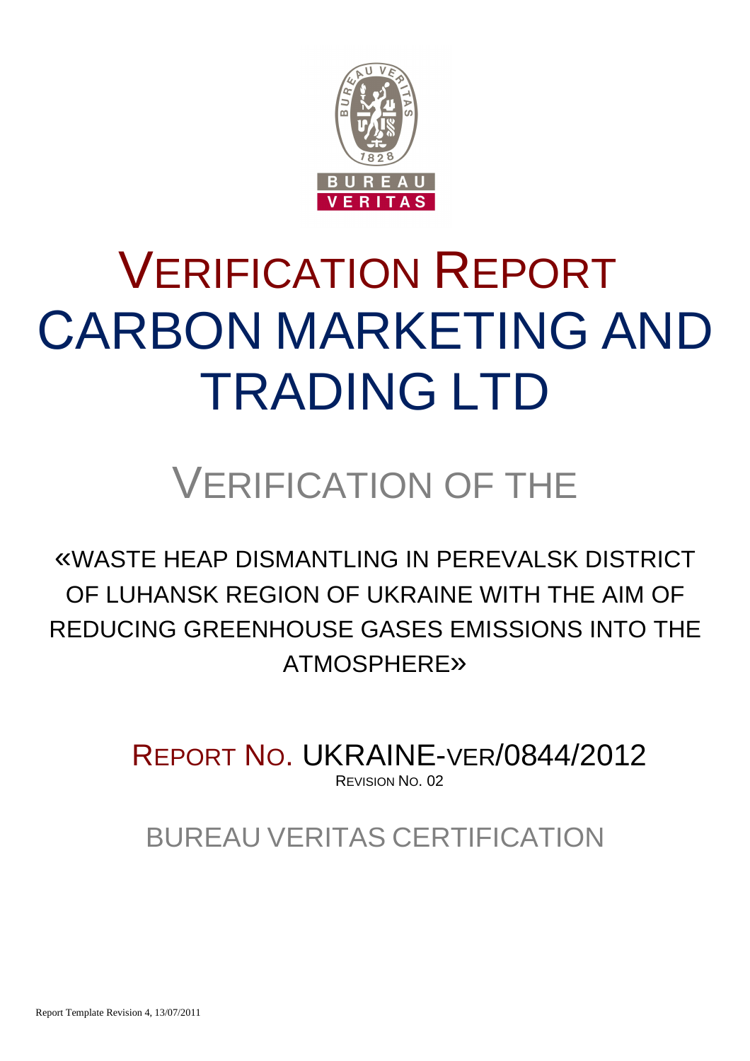# VERIFICATION REPORT CARBON MARKETING AND TRADING LTD

## VERIFICATION OF THE

«WASTE HEAP DISMANTLING IN PEREVALSK DISTRICT OF LUHANSK REGION OF UKRAINE WITH THE AIM OF REDUCING GREENHOUSE GASES EMISSIONS INTO THE ATMOSPHERE»

REPORT NO. UKRAINE-VER/0844/2012

REVISION NO. 02

BUREAU VERITAS CERTIFICATION

Report Template Revision 4, 13/07/2011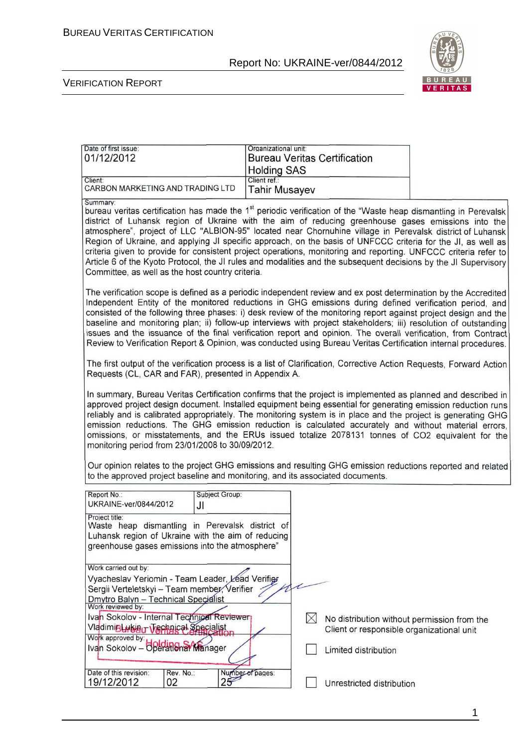| Date of first issue: 01/12/2012 | Organizational unit: Bureau Veritas Certification Holding SAS |
|---|---|
| Client: CARBON MARKETING AND TRADING LTD | Client ref.: Tahir Musayev |

Summary:

bureau veritas certification has made the 1st periodic verification of the "Waste heap dismantling in Perevalsk district of Luhansk region of Ukraine with the aim of reducing greenhouse gases emissions into the atmosphere", project of LLC "ALBION-95" located near Chornuhine village in Perevalsk district of Luhansk Region of Ukraine, and applying JI specific approach, on the basis of UNFCCC criteria for the JI, as well as criteria given to provide for consistent project operations, monitoring and reporting. UNFCCC criteria refer to Article 6 of the Kyoto Protocol, the JI rules and modalities and the subsequent decisions by the JI Supervisory Committee, as well as the host country criteria.

The verification scope is defined as a periodic independent review and ex post determination by the Accredited Independent Entity of the monitored reductions in GHG emissions during defined verification period, and consisted of the following three phases: i) desk review of the monitoring report against project design and the baseline and monitoring plan; ii) follow-up interviews with project stakeholders; iii) resolution of outstanding issues and the issuance of the final verification report and opinion. The overall verification, from Contract Review to Verification Report & Opinion, was conducted using Bureau Veritas Certification internal procedures.

The first output of the verification process is a list of Clarification, Corrective Action Requests, Forward Action Requests (CL, CAR and FAR), presented in Appendix A.

In summary, Bureau Veritas Certification confirms that the project is implemented as planned and described in approved project design document. Installed equipment being essential for generating emission reduction runs reliably and is calibrated appropriately. The monitoring system is in place and the project is generating GHG emission reductions. The GHG emission reduction is calculated accurately and without material errors, omissions, or misstatements, and the ERUs issued totalize 2078131 tonnes of CO2 equivalent for the monitoring period from 23/01/2008 to 30/09/2012.

Our opinion relates to the project GHG emissions and resulting GHG emission reductions reported and related to the approved project baseline and monitoring, and its associated documents.

| Report No.: UKRAINE-ver/0844/2012 | Subject Group: JI | |
|---|---|---|
| Project title: Waste heap dismantling in Perevalsk district of Luhansk region of Ukraine with the aim of reducing greenhouse gases emissions into the atmosphere" | | |
| Work carried out by: Vyacheslav Yeriomin - Team Leader, Lead Verifier; Sergii Verteletskyi – Team member, Verifier; Dmytro Balyn – Technical Specialist | | |
| Work reviewed by: Ivan Sokolov - Internal Technical Reviewer; Vladimir Lukin – Technical Specialist | | |
| Work approved by: Ivan Sokolov – Operational Manager | | |
| Date of this revision: 19/12/2012 | Rev. No.: 02 | Number of pages: 25 |

☒ No distribution without permission from the Client or responsible organizational unit

☐ Limited distribution

☐ Unrestricted distribution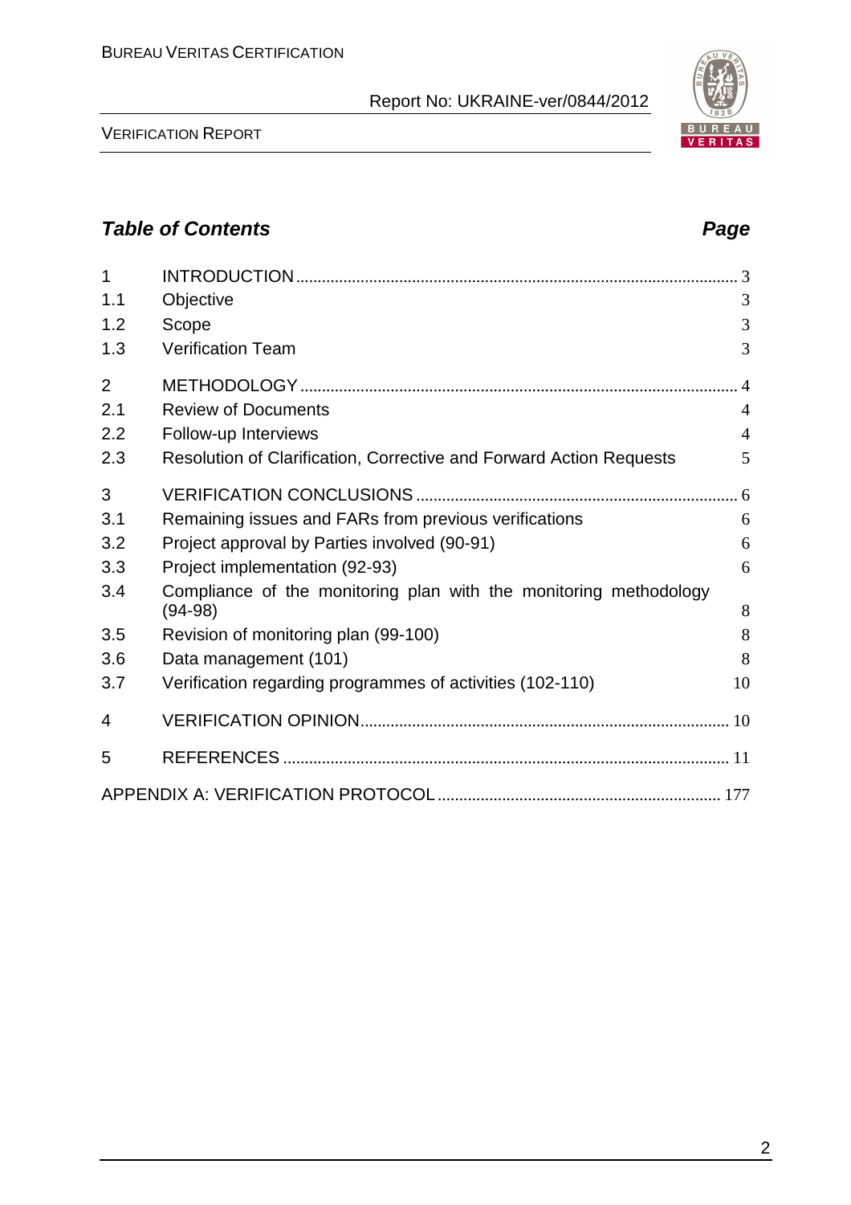## *Table of Contents* *Page*

| | | |
|---|---|---|
| 1 | INTRODUCTION | 3 |
| 1.1 | Objective | 3 |
| 1.2 | Scope | 3 |
| 1.3 | Verification Team | 3 |
| 2 | METHODOLOGY | 4 |
| 2.1 | Review of Documents | 4 |
| 2.2 | Follow-up Interviews | 4 |
| 2.3 | Resolution of Clarification, Corrective and Forward Action Requests | 5 |
| 3 | VERIFICATION CONCLUSIONS | 6 |
| 3.1 | Remaining issues and FARs from previous verifications | 6 |
| 3.2 | Project approval by Parties involved (90-91) | 6 |
| 3.3 | Project implementation (92-93) | 6 |
| 3.4 | Compliance of the monitoring plan with the monitoring methodology (94-98) | 8 |
| 3.5 | Revision of monitoring plan (99-100) | 8 |
| 3.6 | Data management (101) | 8 |
| 3.7 | Verification regarding programmes of activities (102-110) | 10 |
| 4 | VERIFICATION OPINION | 10 |
| 5 | REFERENCES | 11 |
| | APPENDIX A: VERIFICATION PROTOCOL | 177 |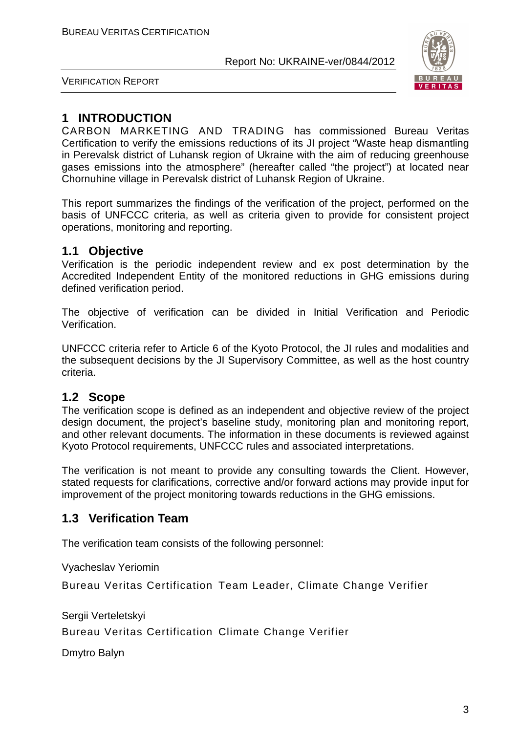# 1 INTRODUCTION

CARBON MARKETING AND TRADING has commissioned Bureau Veritas Certification to verify the emissions reductions of its JI project "Waste heap dismantling in Perevalsk district of Luhansk region of Ukraine with the aim of reducing greenhouse gases emissions into the atmosphere" (hereafter called "the project") at located near Chornuhine village in Perevalsk district of Luhansk Region of Ukraine.

This report summarizes the findings of the verification of the project, performed on the basis of UNFCCC criteria, as well as criteria given to provide for consistent project operations, monitoring and reporting.

## 1.1 Objective

Verification is the periodic independent review and ex post determination by the Accredited Independent Entity of the monitored reductions in GHG emissions during defined verification period.

The objective of verification can be divided in Initial Verification and Periodic Verification.

UNFCCC criteria refer to Article 6 of the Kyoto Protocol, the JI rules and modalities and the subsequent decisions by the JI Supervisory Committee, as well as the host country criteria.

## 1.2 Scope

The verification scope is defined as an independent and objective review of the project design document, the project's baseline study, monitoring plan and monitoring report, and other relevant documents. The information in these documents is reviewed against Kyoto Protocol requirements, UNFCCC rules and associated interpretations.

The verification is not meant to provide any consulting towards the Client. However, stated requests for clarifications, corrective and/or forward actions may provide input for improvement of the project monitoring towards reductions in the GHG emissions.

## 1.3 Verification Team

The verification team consists of the following personnel:

Vyacheslav Yeriomin

Bureau Veritas Certification Team Leader, Climate Change Verifier

Sergii Verteletskyi

Bureau Veritas Certification Climate Change Verifier

Dmytro Balyn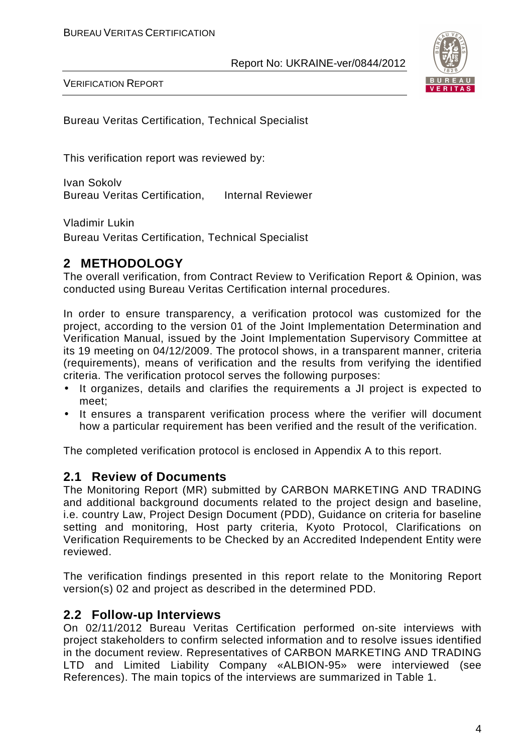Bureau Veritas Certification, Technical Specialist

This verification report was reviewed by:

Ivan Sokolv
Bureau Veritas Certification, Internal Reviewer

Vladimir Lukin
Bureau Veritas Certification, Technical Specialist

## 2 METHODOLOGY

The overall verification, from Contract Review to Verification Report & Opinion, was conducted using Bureau Veritas Certification internal procedures.

In order to ensure transparency, a verification protocol was customized for the project, according to the version 01 of the Joint Implementation Determination and Verification Manual, issued by the Joint Implementation Supervisory Committee at its 19 meeting on 04/12/2009. The protocol shows, in a transparent manner, criteria (requirements), means of verification and the results from verifying the identified criteria. The verification protocol serves the following purposes:

- It organizes, details and clarifies the requirements a JI project is expected to meet;
- It ensures a transparent verification process where the verifier will document how a particular requirement has been verified and the result of the verification.

The completed verification protocol is enclosed in Appendix A to this report.

### 2.1 Review of Documents

The Monitoring Report (MR) submitted by CARBON MARKETING AND TRADING and additional background documents related to the project design and baseline, i.e. country Law, Project Design Document (PDD), Guidance on criteria for baseline setting and monitoring, Host party criteria, Kyoto Protocol, Clarifications on Verification Requirements to be Checked by an Accredited Independent Entity were reviewed.

The verification findings presented in this report relate to the Monitoring Report version(s) 02 and project as described in the determined PDD.

### 2.2 Follow-up Interviews

On 02/11/2012 Bureau Veritas Certification performed on-site interviews with project stakeholders to confirm selected information and to resolve issues identified in the document review. Representatives of CARBON MARKETING AND TRADING LTD and Limited Liability Company «ALBION-95» were interviewed (see References). The main topics of the interviews are summarized in Table 1.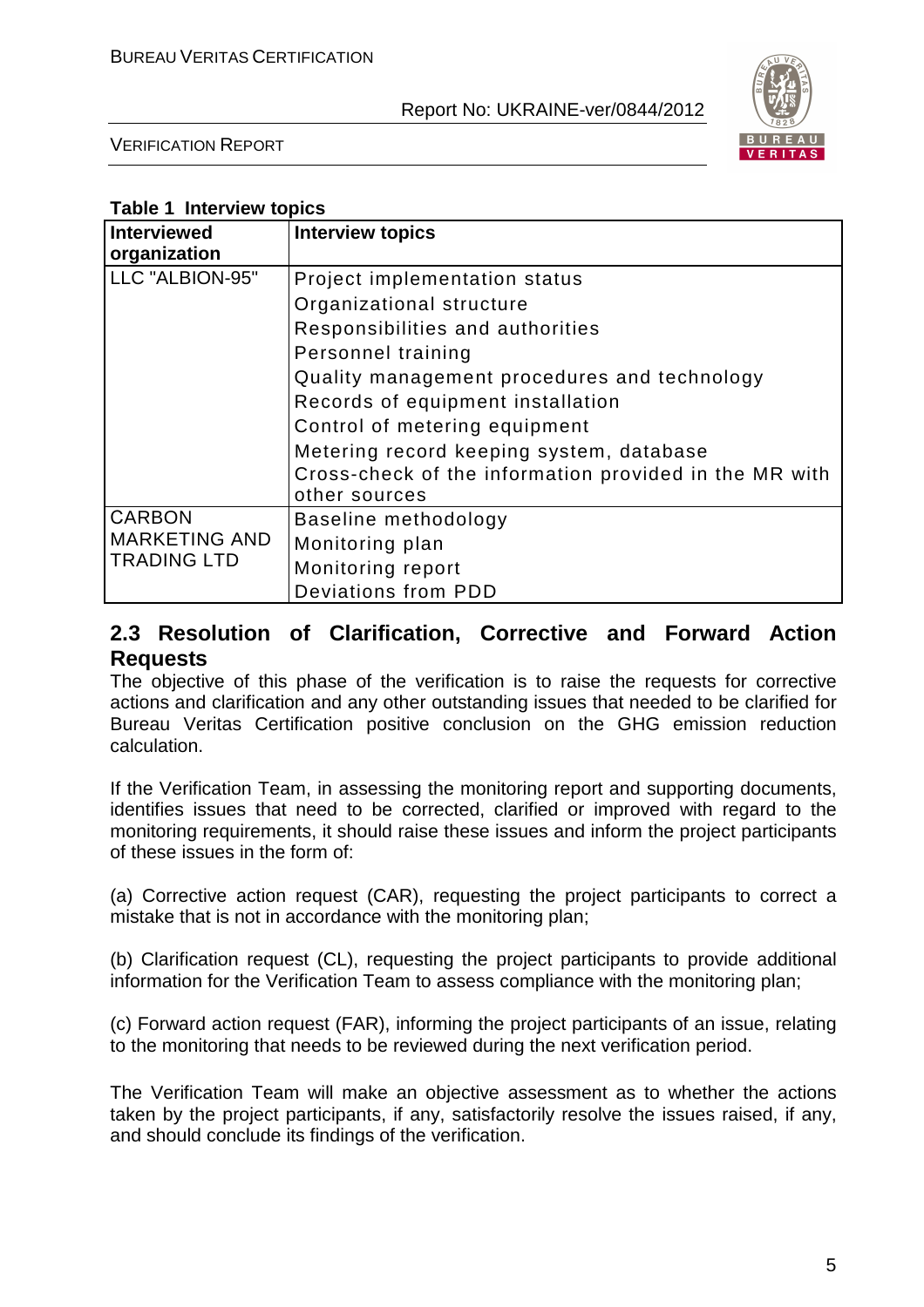**Table 1 Interview topics**

| Interviewed organization | Interview topics |
|---|---|
| LLC "ALBION-95" | Project implementation status<br>Organizational structure<br>Responsibilities and authorities<br>Personnel training<br>Quality management procedures and technology<br>Records of equipment installation<br>Control of metering equipment<br>Metering record keeping system, database<br>Cross-check of the information provided in the MR with other sources |
| CARBON MARKETING AND TRADING LTD | Baseline methodology<br>Monitoring plan<br>Monitoring report<br>Deviations from PDD |

## 2.3 Resolution of Clarification, Corrective and Forward Action Requests

The objective of this phase of the verification is to raise the requests for corrective actions and clarification and any other outstanding issues that needed to be clarified for Bureau Veritas Certification positive conclusion on the GHG emission reduction calculation.

If the Verification Team, in assessing the monitoring report and supporting documents, identifies issues that need to be corrected, clarified or improved with regard to the monitoring requirements, it should raise these issues and inform the project participants of these issues in the form of:

(a) Corrective action request (CAR), requesting the project participants to correct a mistake that is not in accordance with the monitoring plan;

(b) Clarification request (CL), requesting the project participants to provide additional information for the Verification Team to assess compliance with the monitoring plan;

(c) Forward action request (FAR), informing the project participants of an issue, relating to the monitoring that needs to be reviewed during the next verification period.

The Verification Team will make an objective assessment as to whether the actions taken by the project participants, if any, satisfactorily resolve the issues raised, if any, and should conclude its findings of the verification.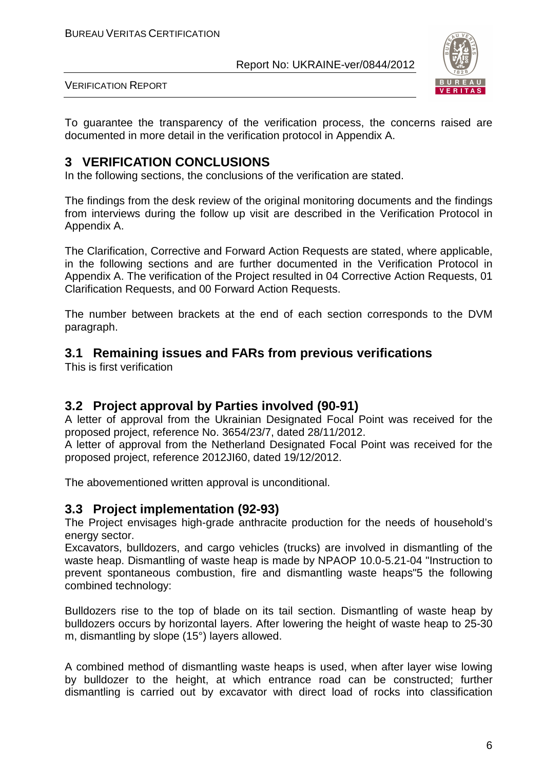To guarantee the transparency of the verification process, the concerns raised are documented in more detail in the verification protocol in Appendix A.

# 3 VERIFICATION CONCLUSIONS

In the following sections, the conclusions of the verification are stated.

The findings from the desk review of the original monitoring documents and the findings from interviews during the follow up visit are described in the Verification Protocol in Appendix A.

The Clarification, Corrective and Forward Action Requests are stated, where applicable, in the following sections and are further documented in the Verification Protocol in Appendix A. The verification of the Project resulted in 04 Corrective Action Requests, 01 Clarification Requests, and 00 Forward Action Requests.

The number between brackets at the end of each section corresponds to the DVM paragraph.

## 3.1 Remaining issues and FARs from previous verifications

This is first verification

## 3.2 Project approval by Parties involved (90-91)

A letter of approval from the Ukrainian Designated Focal Point was received for the proposed project, reference No. 3654/23/7, dated 28/11/2012.
A letter of approval from the Netherland Designated Focal Point was received for the proposed project, reference 2012JI60, dated 19/12/2012.

The abovementioned written approval is unconditional.

## 3.3 Project implementation (92-93)

The Project envisages high-grade anthracite production for the needs of household's energy sector.
Excavators, bulldozers, and cargo vehicles (trucks) are involved in dismantling of the waste heap. Dismantling of waste heap is made by NPAOP 10.0-5.21-04 "Instruction to prevent spontaneous combustion, fire and dismantling waste heaps"5 the following combined technology:

Bulldozers rise to the top of blade on its tail section. Dismantling of waste heap by bulldozers occurs by horizontal layers. After lowering the height of waste heap to 25-30 m, dismantling by slope (15°) layers allowed.

A combined method of dismantling waste heaps is used, when after layer wise lowing by bulldozer to the height, at which entrance road can be constructed; further dismantling is carried out by excavator with direct load of rocks into classification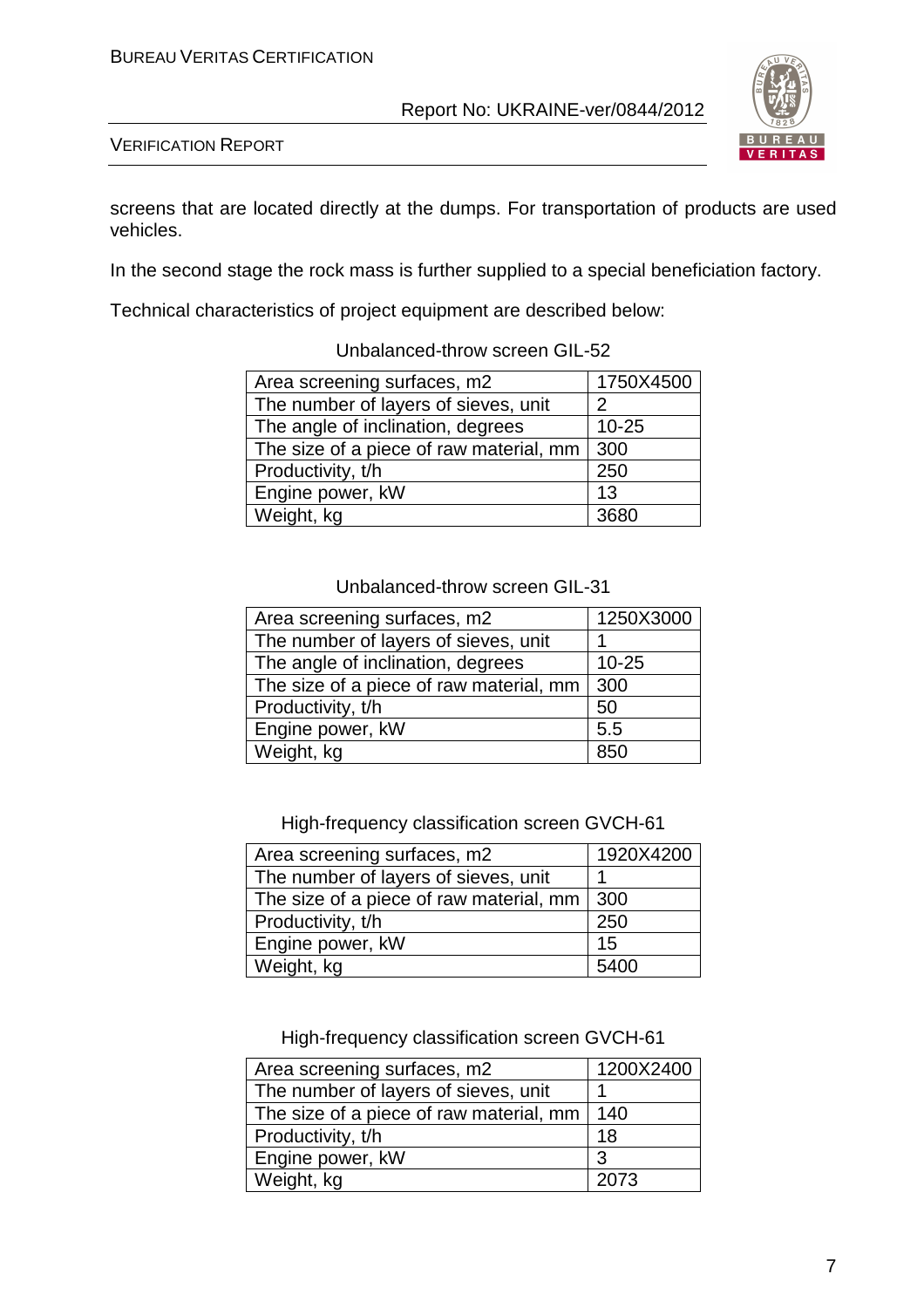screens that are located directly at the dumps. For transportation of products are used vehicles.

In the second stage the rock mass is further supplied to a special beneficiation factory.

Technical characteristics of project equipment are described below:

Unbalanced-throw screen GIL-52

| Area screening surfaces, m2 | 1750X4500 |
|---|---|
| The number of layers of sieves, unit | 2 |
| The angle of inclination, degrees | 10-25 |
| The size of a piece of raw material, mm | 300 |
| Productivity, t/h | 250 |
| Engine power, kW | 13 |
| Weight, kg | 3680 |

Unbalanced-throw screen GIL-31

| Area screening surfaces, m2 | 1250X3000 |
|---|---|
| The number of layers of sieves, unit | 1 |
| The angle of inclination, degrees | 10-25 |
| The size of a piece of raw material, mm | 300 |
| Productivity, t/h | 50 |
| Engine power, kW | 5.5 |
| Weight, kg | 850 |

High-frequency classification screen GVCH-61

| Area screening surfaces, m2 | 1920X4200 |
|---|---|
| The number of layers of sieves, unit | 1 |
| The size of a piece of raw material, mm | 300 |
| Productivity, t/h | 250 |
| Engine power, kW | 15 |
| Weight, kg | 5400 |

High-frequency classification screen GVCH-61

| Area screening surfaces, m2 | 1200X2400 |
|---|---|
| The number of layers of sieves, unit | 1 |
| The size of a piece of raw material, mm | 140 |
| Productivity, t/h | 18 |
| Engine power, kW | 3 |
| Weight, kg | 2073 |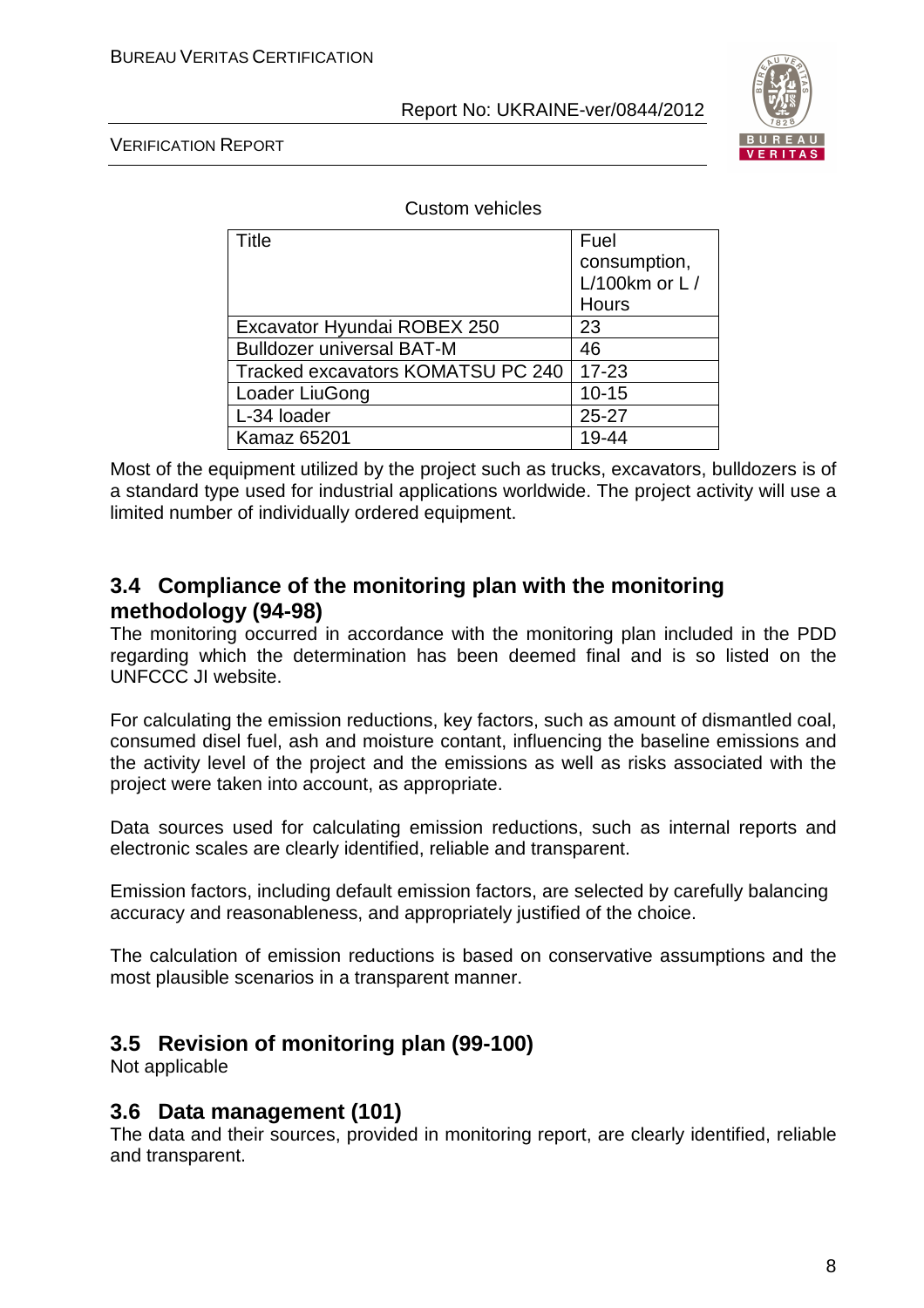Custom vehicles

| Title | Fuel consumption, L/100km or L / Hours |
|---|---|
| Excavator Hyundai ROBEX 250 | 23 |
| Bulldozer universal BAT-M | 46 |
| Tracked excavators KOMATSU PC 240 | 17-23 |
| Loader LiuGong | 10-15 |
| L-34 loader | 25-27 |
| Kamaz 65201 | 19-44 |

Most of the equipment utilized by the project such as trucks, excavators, bulldozers is of a standard type used for industrial applications worldwide. The project activity will use a limited number of individually ordered equipment.

## 3.4 Compliance of the monitoring plan with the monitoring methodology (94-98)

The monitoring occurred in accordance with the monitoring plan included in the PDD regarding which the determination has been deemed final and is so listed on the UNFCCC JI website.

For calculating the emission reductions, key factors, such as amount of dismantled coal, consumed disel fuel, ash and moisture contant, influencing the baseline emissions and the activity level of the project and the emissions as well as risks associated with the project were taken into account, as appropriate.

Data sources used for calculating emission reductions, such as internal reports and electronic scales are clearly identified, reliable and transparent.

Emission factors, including default emission factors, are selected by carefully balancing accuracy and reasonableness, and appropriately justified of the choice.

The calculation of emission reductions is based on conservative assumptions and the most plausible scenarios in a transparent manner.

## 3.5 Revision of monitoring plan (99-100)

Not applicable

## 3.6 Data management (101)

The data and their sources, provided in monitoring report, are clearly identified, reliable and transparent.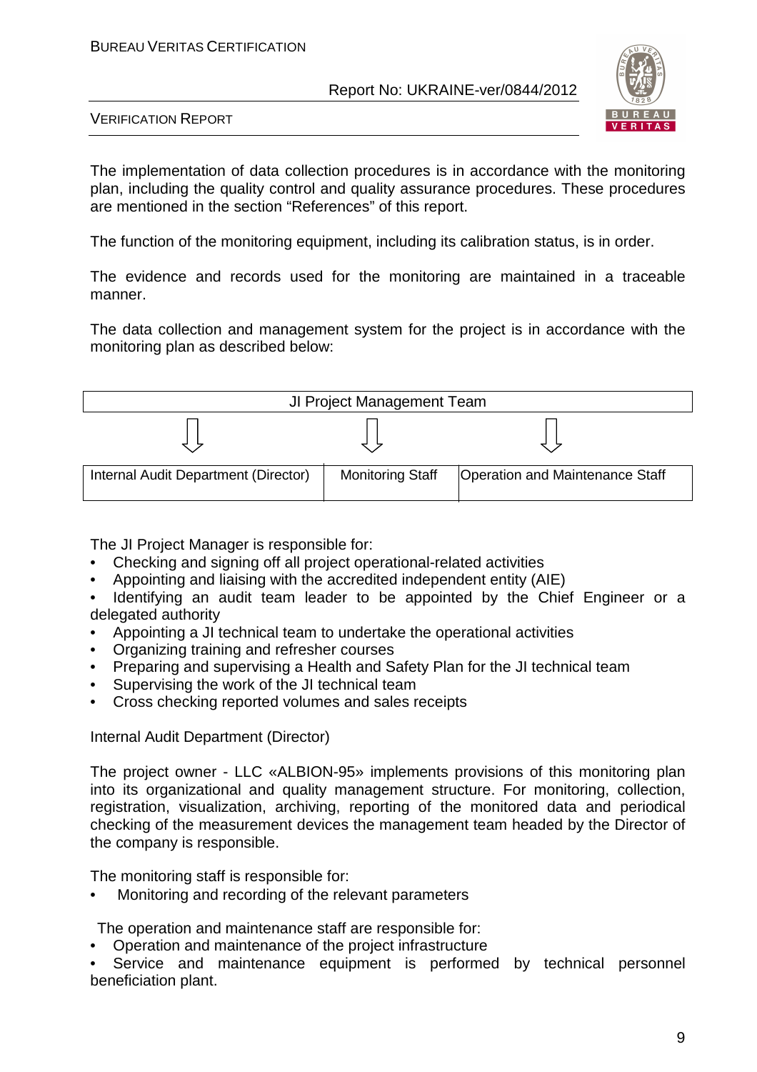The implementation of data collection procedures is in accordance with the monitoring plan, including the quality control and quality assurance procedures. These procedures are mentioned in the section "References" of this report.

The function of the monitoring equipment, including its calibration status, is in order.

The evidence and records used for the monitoring are maintained in a traceable manner.

The data collection and management system for the project is in accordance with the monitoring plan as described below:

| JI Project Management Team | | |
|---|---|---|
| ⇩ | ⇩ | ⇩ |
| Internal Audit Department (Director) | Monitoring Staff | Operation and Maintenance Staff |

The JI Project Manager is responsible for:

- Checking and signing off all project operational-related activities
- Appointing and liaising with the accredited independent entity (AIE)
- Identifying an audit team leader to be appointed by the Chief Engineer or a delegated authority
- Appointing a JI technical team to undertake the operational activities
- Organizing training and refresher courses
- Preparing and supervising a Health and Safety Plan for the JI technical team
- Supervising the work of the JI technical team
- Cross checking reported volumes and sales receipts

Internal Audit Department (Director)

The project owner - LLC «ALBION-95» implements provisions of this monitoring plan into its organizational and quality management structure. For monitoring, collection, registration, visualization, archiving, reporting of the monitored data and periodical checking of the measurement devices the management team headed by the Director of the company is responsible.

The monitoring staff is responsible for:

- Monitoring and recording of the relevant parameters

The operation and maintenance staff are responsible for:

- Operation and maintenance of the project infrastructure
- Service and maintenance equipment is performed by technical personnel beneficiation plant.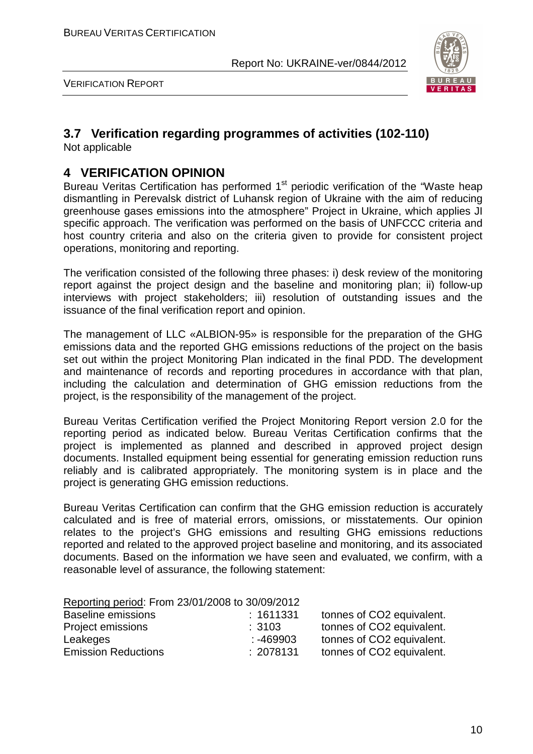## 3.7 Verification regarding programmes of activities (102-110)

Not applicable

# 4 VERIFICATION OPINION

Bureau Veritas Certification has performed 1st periodic verification of the "Waste heap dismantling in Perevalsk district of Luhansk region of Ukraine with the aim of reducing greenhouse gases emissions into the atmosphere" Project in Ukraine, which applies JI specific approach. The verification was performed on the basis of UNFCCC criteria and host country criteria and also on the criteria given to provide for consistent project operations, monitoring and reporting.

The verification consisted of the following three phases: i) desk review of the monitoring report against the project design and the baseline and monitoring plan; ii) follow-up interviews with project stakeholders; iii) resolution of outstanding issues and the issuance of the final verification report and opinion.

The management of LLC «ALBION-95» is responsible for the preparation of the GHG emissions data and the reported GHG emissions reductions of the project on the basis set out within the project Monitoring Plan indicated in the final PDD. The development and maintenance of records and reporting procedures in accordance with that plan, including the calculation and determination of GHG emission reductions from the project, is the responsibility of the management of the project.

Bureau Veritas Certification verified the Project Monitoring Report version 2.0 for the reporting period as indicated below. Bureau Veritas Certification confirms that the project is implemented as planned and described in approved project design documents. Installed equipment being essential for generating emission reduction runs reliably and is calibrated appropriately. The monitoring system is in place and the project is generating GHG emission reductions.

Bureau Veritas Certification can confirm that the GHG emission reduction is accurately calculated and is free of material errors, omissions, or misstatements. Our opinion relates to the project's GHG emissions and resulting GHG emissions reductions reported and related to the approved project baseline and monitoring, and its associated documents. Based on the information we have seen and evaluated, we confirm, with a reasonable level of assurance, the following statement:

Reporting period: From 23/01/2008 to 30/09/2012

| | | |
|---|---|---|
| Baseline emissions | : 1611331 | tonnes of CO2 equivalent. |
| Project emissions | : 3103 | tonnes of CO2 equivalent. |
| Leakeges | : -469903 | tonnes of CO2 equivalent. |
| Emission Reductions | : 2078131 | tonnes of CO2 equivalent. |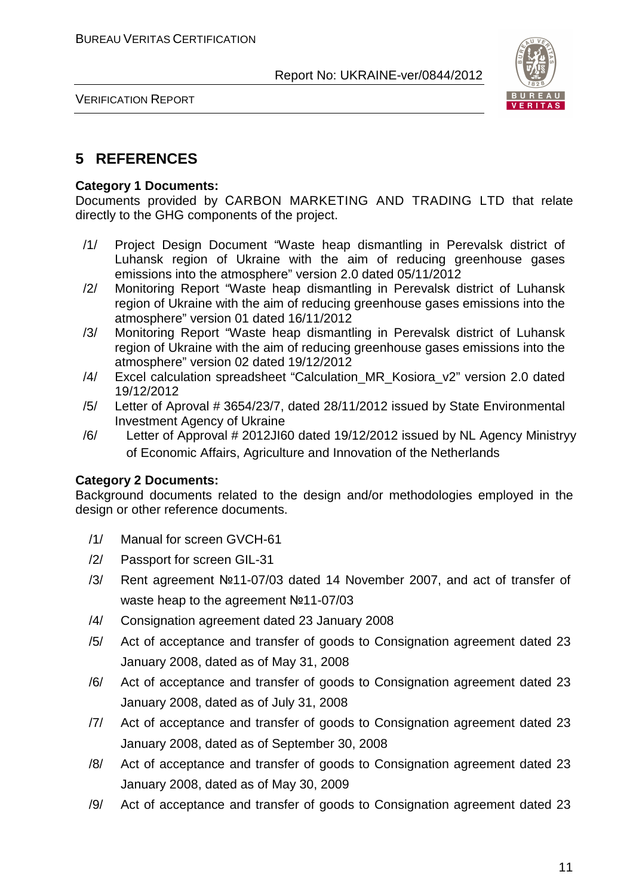## 5 REFERENCES

**Category 1 Documents:**

Documents provided by CARBON MARKETING AND TRADING LTD that relate directly to the GHG components of the project.

/1/ Project Design Document "Waste heap dismantling in Perevalsk district of Luhansk region of Ukraine with the aim of reducing greenhouse gases emissions into the atmosphere" version 2.0 dated 05/11/2012

/2/ Monitoring Report "Waste heap dismantling in Perevalsk district of Luhansk region of Ukraine with the aim of reducing greenhouse gases emissions into the atmosphere" version 01 dated 16/11/2012

/3/ Monitoring Report "Waste heap dismantling in Perevalsk district of Luhansk region of Ukraine with the aim of reducing greenhouse gases emissions into the atmosphere" version 02 dated 19/12/2012

/4/ Excel calculation spreadsheet "Calculation_MR_Kosiora_v2" version 2.0 dated 19/12/2012

/5/ Letter of Aproval # 3654/23/7, dated 28/11/2012 issued by State Environmental Investment Agency of Ukraine

/6/ Letter of Approval # 2012JI60 dated 19/12/2012 issued by NL Agency Ministryy of Economic Affairs, Agriculture and Innovation of the Netherlands

**Category 2 Documents:**

Background documents related to the design and/or methodologies employed in the design or other reference documents.

/1/ Manual for screen GVCH-61

/2/ Passport for screen GIL-31

/3/ Rent agreement №11-07/03 dated 14 November 2007, and act of transfer of waste heap to the agreement №11-07/03

/4/ Consignation agreement dated 23 January 2008

/5/ Act of acceptance and transfer of goods to Consignation agreement dated 23 January 2008, dated as of May 31, 2008

/6/ Act of acceptance and transfer of goods to Consignation agreement dated 23 January 2008, dated as of July 31, 2008

/7/ Act of acceptance and transfer of goods to Consignation agreement dated 23 January 2008, dated as of September 30, 2008

/8/ Act of acceptance and transfer of goods to Consignation agreement dated 23 January 2008, dated as of May 30, 2009

/9/ Act of acceptance and transfer of goods to Consignation agreement dated 23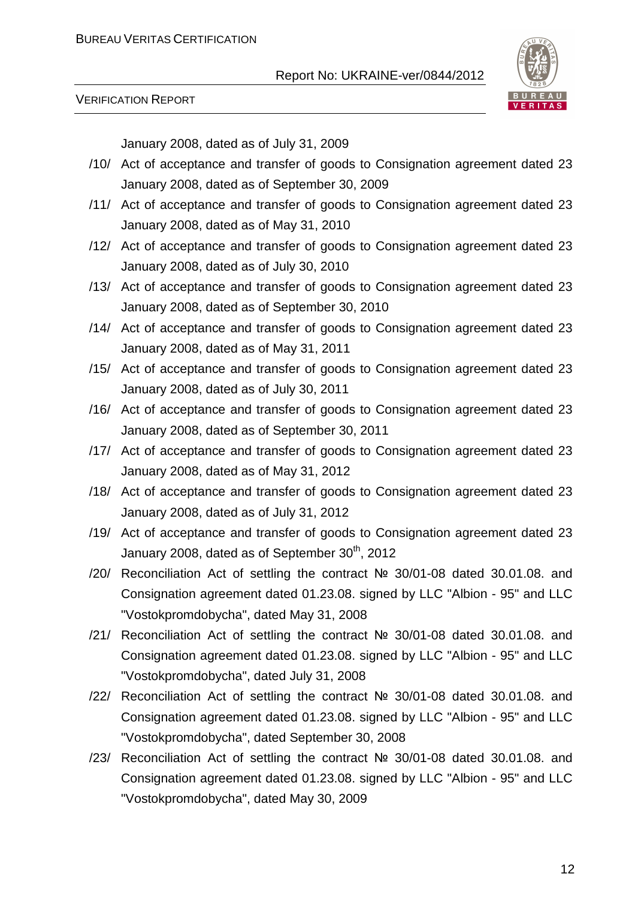January 2008, dated as of July 31, 2009

/10/ Act of acceptance and transfer of goods to Consignation agreement dated 23 January 2008, dated as of September 30, 2009

/11/ Act of acceptance and transfer of goods to Consignation agreement dated 23 January 2008, dated as of May 31, 2010

/12/ Act of acceptance and transfer of goods to Consignation agreement dated 23 January 2008, dated as of July 30, 2010

/13/ Act of acceptance and transfer of goods to Consignation agreement dated 23 January 2008, dated as of September 30, 2010

/14/ Act of acceptance and transfer of goods to Consignation agreement dated 23 January 2008, dated as of May 31, 2011

/15/ Act of acceptance and transfer of goods to Consignation agreement dated 23 January 2008, dated as of July 30, 2011

/16/ Act of acceptance and transfer of goods to Consignation agreement dated 23 January 2008, dated as of September 30, 2011

/17/ Act of acceptance and transfer of goods to Consignation agreement dated 23 January 2008, dated as of May 31, 2012

/18/ Act of acceptance and transfer of goods to Consignation agreement dated 23 January 2008, dated as of July 31, 2012

/19/ Act of acceptance and transfer of goods to Consignation agreement dated 23 January 2008, dated as of September 30th, 2012

/20/ Reconciliation Act of settling the contract № 30/01-08 dated 30.01.08. and Consignation agreement dated 01.23.08. signed by LLC "Albion - 95" and LLC "Vostokpromdobycha", dated May 31, 2008

/21/ Reconciliation Act of settling the contract № 30/01-08 dated 30.01.08. and Consignation agreement dated 01.23.08. signed by LLC "Albion - 95" and LLC "Vostokpromdobycha", dated July 31, 2008

/22/ Reconciliation Act of settling the contract № 30/01-08 dated 30.01.08. and Consignation agreement dated 01.23.08. signed by LLC "Albion - 95" and LLC "Vostokpromdobycha", dated September 30, 2008

/23/ Reconciliation Act of settling the contract № 30/01-08 dated 30.01.08. and Consignation agreement dated 01.23.08. signed by LLC "Albion - 95" and LLC "Vostokpromdobycha", dated May 30, 2009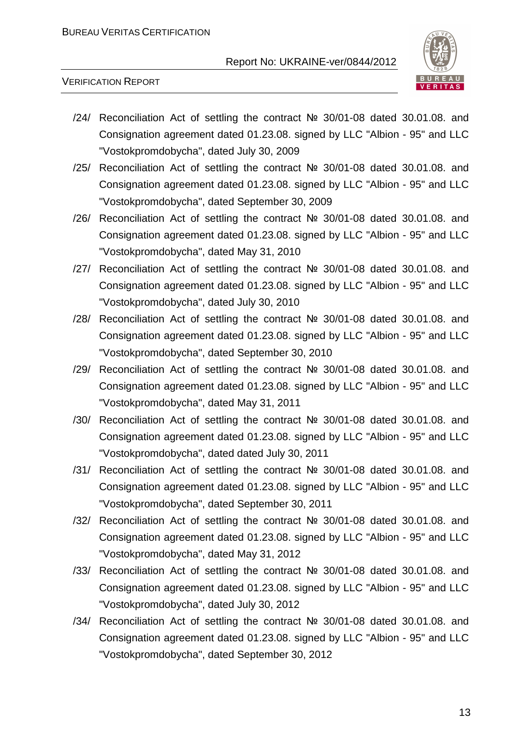/24/ Reconciliation Act of settling the contract № 30/01-08 dated 30.01.08. and Consignation agreement dated 01.23.08. signed by LLC "Albion - 95" and LLC "Vostokpromdobycha", dated July 30, 2009

/25/ Reconciliation Act of settling the contract № 30/01-08 dated 30.01.08. and Consignation agreement dated 01.23.08. signed by LLC "Albion - 95" and LLC "Vostokpromdobycha", dated September 30, 2009

/26/ Reconciliation Act of settling the contract № 30/01-08 dated 30.01.08. and Consignation agreement dated 01.23.08. signed by LLC "Albion - 95" and LLC "Vostokpromdobycha", dated May 31, 2010

/27/ Reconciliation Act of settling the contract № 30/01-08 dated 30.01.08. and Consignation agreement dated 01.23.08. signed by LLC "Albion - 95" and LLC "Vostokpromdobycha", dated July 30, 2010

/28/ Reconciliation Act of settling the contract № 30/01-08 dated 30.01.08. and Consignation agreement dated 01.23.08. signed by LLC "Albion - 95" and LLC "Vostokpromdobycha", dated September 30, 2010

/29/ Reconciliation Act of settling the contract № 30/01-08 dated 30.01.08. and Consignation agreement dated 01.23.08. signed by LLC "Albion - 95" and LLC "Vostokpromdobycha", dated May 31, 2011

/30/ Reconciliation Act of settling the contract № 30/01-08 dated 30.01.08. and Consignation agreement dated 01.23.08. signed by LLC "Albion - 95" and LLC "Vostokpromdobycha", dated dated July 30, 2011

/31/ Reconciliation Act of settling the contract № 30/01-08 dated 30.01.08. and Consignation agreement dated 01.23.08. signed by LLC "Albion - 95" and LLC "Vostokpromdobycha", dated September 30, 2011

/32/ Reconciliation Act of settling the contract № 30/01-08 dated 30.01.08. and Consignation agreement dated 01.23.08. signed by LLC "Albion - 95" and LLC "Vostokpromdobycha", dated May 31, 2012

/33/ Reconciliation Act of settling the contract № 30/01-08 dated 30.01.08. and Consignation agreement dated 01.23.08. signed by LLC "Albion - 95" and LLC "Vostokpromdobycha", dated July 30, 2012

/34/ Reconciliation Act of settling the contract № 30/01-08 dated 30.01.08. and Consignation agreement dated 01.23.08. signed by LLC "Albion - 95" and LLC "Vostokpromdobycha", dated September 30, 2012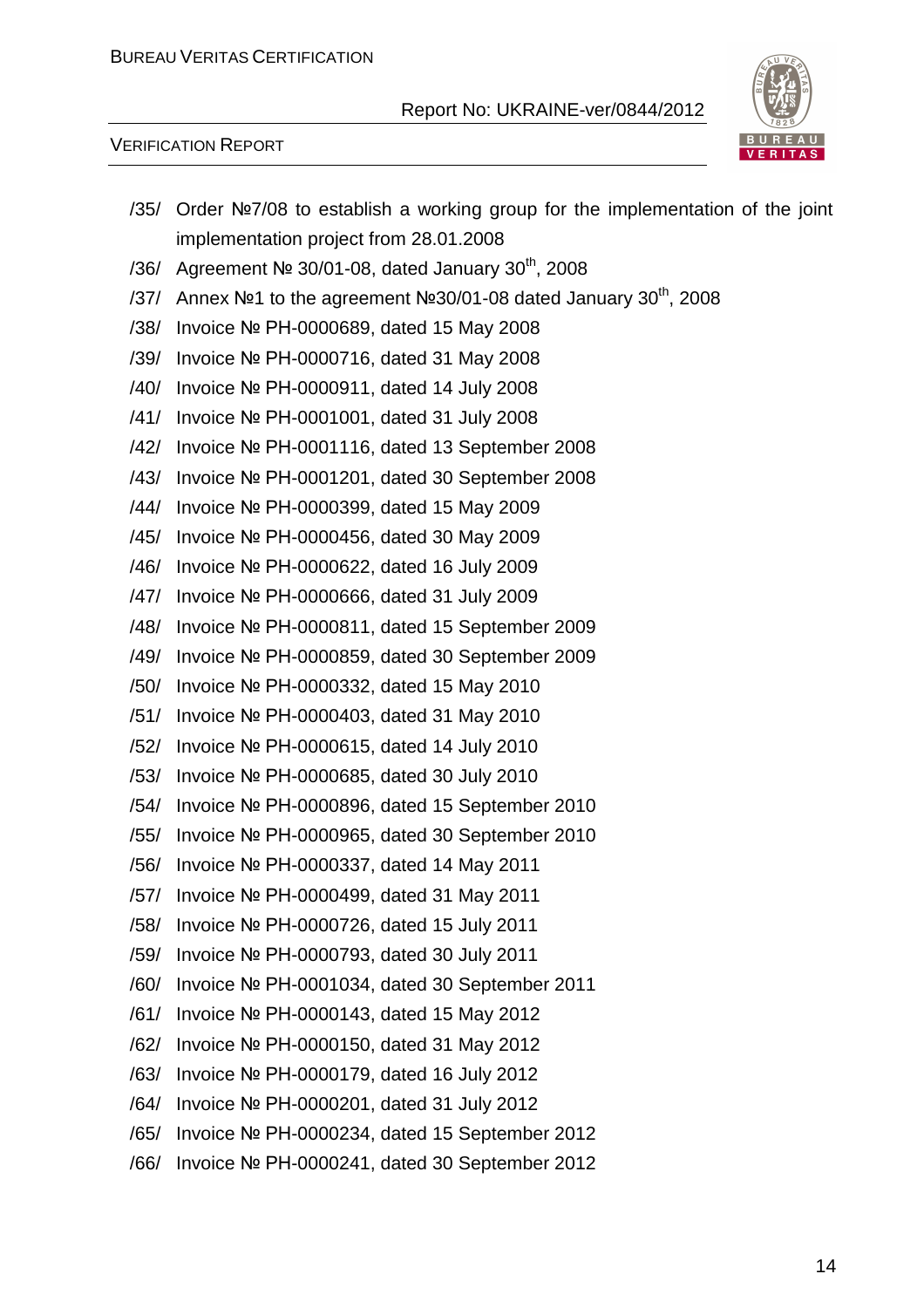/35/ Order №7/08 to establish a working group for the implementation of the joint implementation project from 28.01.2008

/36/ Agreement № 30/01-08, dated January 30th, 2008

/37/ Annex №1 to the agreement №30/01-08 dated January 30th, 2008

/38/ Invoice № PH-0000689, dated 15 May 2008

/39/ Invoice № PH-0000716, dated 31 May 2008

/40/ Invoice № PH-0000911, dated 14 July 2008

/41/ Invoice № PH-0001001, dated 31 July 2008

/42/ Invoice № PH-0001116, dated 13 September 2008

/43/ Invoice № PH-0001201, dated 30 September 2008

/44/ Invoice № PH-0000399, dated 15 May 2009

/45/ Invoice № PH-0000456, dated 30 May 2009

/46/ Invoice № PH-0000622, dated 16 July 2009

/47/ Invoice № PH-0000666, dated 31 July 2009

/48/ Invoice № PH-0000811, dated 15 September 2009

/49/ Invoice № PH-0000859, dated 30 September 2009

/50/ Invoice № PH-0000332, dated 15 May 2010

/51/ Invoice № PH-0000403, dated 31 May 2010

/52/ Invoice № PH-0000615, dated 14 July 2010

/53/ Invoice № PH-0000685, dated 30 July 2010

/54/ Invoice № PH-0000896, dated 15 September 2010

/55/ Invoice № PH-0000965, dated 30 September 2010

/56/ Invoice № PH-0000337, dated 14 May 2011

/57/ Invoice № PH-0000499, dated 31 May 2011

/58/ Invoice № PH-0000726, dated 15 July 2011

/59/ Invoice № PH-0000793, dated 30 July 2011

/60/ Invoice № PH-0001034, dated 30 September 2011

/61/ Invoice № PH-0000143, dated 15 May 2012

/62/ Invoice № PH-0000150, dated 31 May 2012

/63/ Invoice № PH-0000179, dated 16 July 2012

/64/ Invoice № PH-0000201, dated 31 July 2012

/65/ Invoice № PH-0000234, dated 15 September 2012

/66/ Invoice № PH-0000241, dated 30 September 2012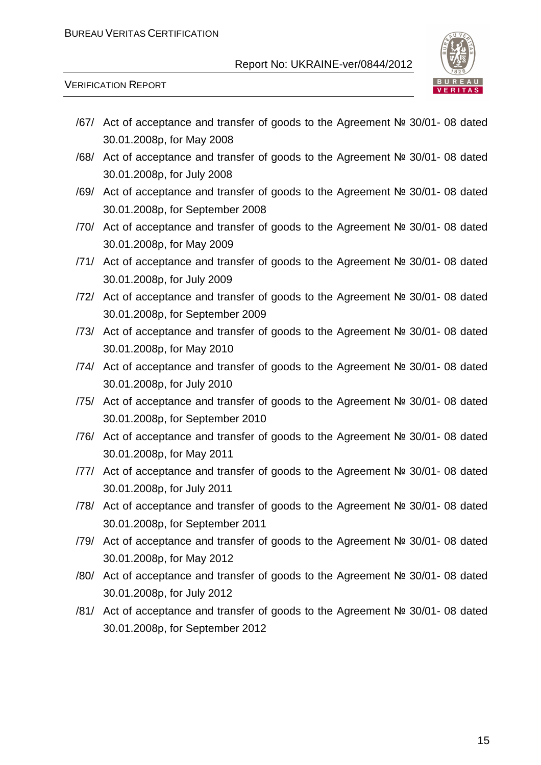/67/ Act of acceptance and transfer of goods to the Agreement № 30/01- 08 dated 30.01.2008р, for May 2008

/68/ Act of acceptance and transfer of goods to the Agreement № 30/01- 08 dated 30.01.2008р, for July 2008

/69/ Act of acceptance and transfer of goods to the Agreement № 30/01- 08 dated 30.01.2008р, for September 2008

/70/ Act of acceptance and transfer of goods to the Agreement № 30/01- 08 dated 30.01.2008р, for May 2009

/71/ Act of acceptance and transfer of goods to the Agreement № 30/01- 08 dated 30.01.2008р, for July 2009

/72/ Act of acceptance and transfer of goods to the Agreement № 30/01- 08 dated 30.01.2008р, for September 2009

/73/ Act of acceptance and transfer of goods to the Agreement № 30/01- 08 dated 30.01.2008р, for May 2010

/74/ Act of acceptance and transfer of goods to the Agreement № 30/01- 08 dated 30.01.2008р, for July 2010

/75/ Act of acceptance and transfer of goods to the Agreement № 30/01- 08 dated 30.01.2008р, for September 2010

/76/ Act of acceptance and transfer of goods to the Agreement № 30/01- 08 dated 30.01.2008р, for May 2011

/77/ Act of acceptance and transfer of goods to the Agreement № 30/01- 08 dated 30.01.2008р, for July 2011

/78/ Act of acceptance and transfer of goods to the Agreement № 30/01- 08 dated 30.01.2008р, for September 2011

/79/ Act of acceptance and transfer of goods to the Agreement № 30/01- 08 dated 30.01.2008р, for May 2012

/80/ Act of acceptance and transfer of goods to the Agreement № 30/01- 08 dated 30.01.2008р, for July 2012

/81/ Act of acceptance and transfer of goods to the Agreement № 30/01- 08 dated 30.01.2008р, for September 2012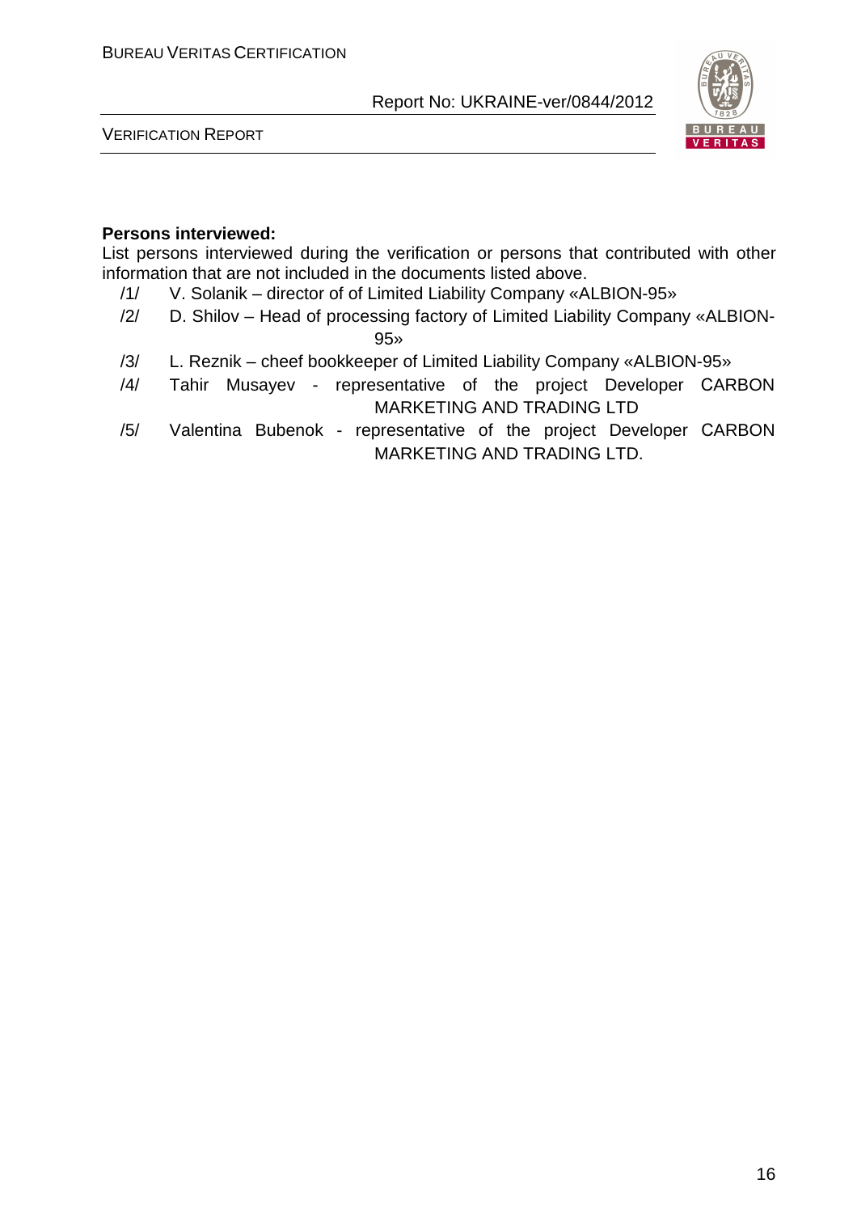**Persons interviewed:**

List persons interviewed during the verification or persons that contributed with other information that are not included in the documents listed above.

/1/ V. Solanik – director of of Limited Liability Company «ALBION-95»

/2/ D. Shilov – Head of processing factory of Limited Liability Company «ALBION-95»

/3/ L. Reznik – cheef bookkeeper of Limited Liability Company «ALBION-95»

/4/ Tahir Musayev - representative of the project Developer CARBON MARKETING AND TRADING LTD

/5/ Valentina Bubenok - representative of the project Developer CARBON MARKETING AND TRADING LTD.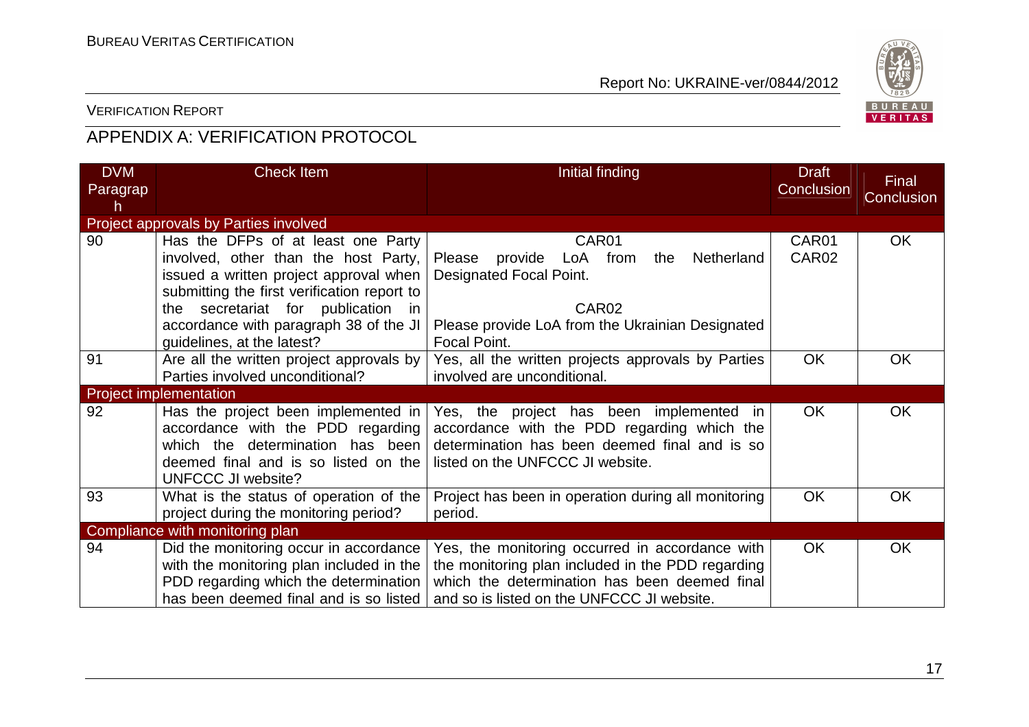## APPENDIX A: VERIFICATION PROTOCOL

| DVM Paragraph | Check Item | Initial finding | Draft Conclusion | Final Conclusion |
|---|---|---|---|---|
| **Project approvals by Parties involved** | | | | |
| 90 | Has the DFPs of at least one Party involved, other than the host Party, issued a written project approval when submitting the first verification report to the secretariat for publication in accordance with paragraph 38 of the JI guidelines, at the latest? | CAR01<br>Please provide LoA from the Netherland Designated Focal Point.<br><br>CAR02<br>Please provide LoA from the Ukrainian Designated Focal Point. | CAR01<br>CAR02 | OK |
| 91 | Are all the written project approvals by Parties involved unconditional? | Yes, all the written projects approvals by Parties involved are unconditional. | OK | OK |
| **Project implementation** | | | | |
| 92 | Has the project been implemented in accordance with the PDD regarding which the determination has been deemed final and is so listed on the UNFCCC JI website? | Yes, the project has been implemented in accordance with the PDD regarding which the determination has been deemed final and is so listed on the UNFCCC JI website. | OK | OK |
| 93 | What is the status of operation of the project during the monitoring period? | Project has been in operation during all monitoring period. | OK | OK |
| **Compliance with monitoring plan** | | | | |
| 94 | Did the monitoring occur in accordance with the monitoring plan included in the PDD regarding which the determination has been deemed final and is so listed | Yes, the monitoring occurred in accordance with the monitoring plan included in the PDD regarding which the determination has been deemed final and so is listed on the UNFCCC JI website. | OK | OK |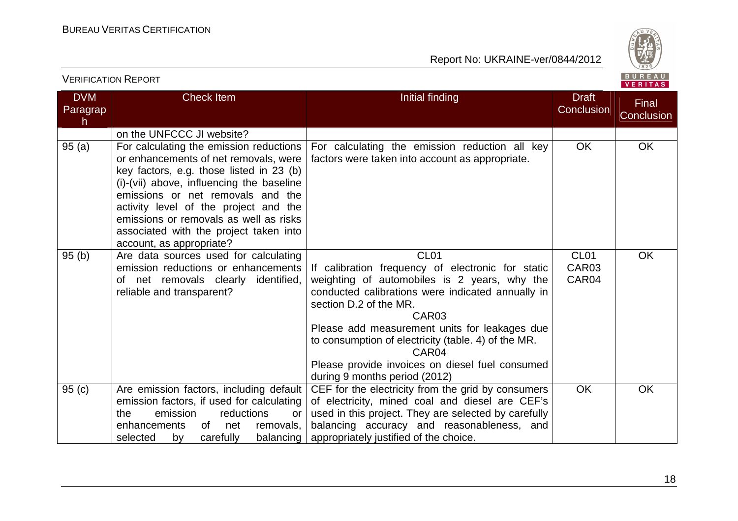| DVM Paragraph | Check Item | Initial finding | Draft Conclusion | Final Conclusion |
|---|---|---|---|---|
| | on the UNFCCC JI website? | | | |
| 95 (a) | For calculating the emission reductions or enhancements of net removals, were key factors, e.g. those listed in 23 (b) (i)-(vii) above, influencing the baseline emissions or net removals and the activity level of the project and the emissions or removals as well as risks associated with the project taken into account, as appropriate? | For calculating the emission reduction all key factors were taken into account as appropriate. | OK | OK |
| 95 (b) | Are data sources used for calculating emission reductions or enhancements of net removals clearly identified, reliable and transparent? | CL01<br>If calibration frequency of electronic for static weighting of automobiles is 2 years, why the conducted calibrations were indicated annually in section D.2 of the MR.<br>CAR03<br>Please add measurement units for leakages due to consumption of electricity (table. 4) of the MR.<br>CAR04<br>Please provide invoices on diesel fuel consumed during 9 months period (2012) | CL01<br>CAR03<br>CAR04 | OK |
| 95 (c) | Are emission factors, including default emission factors, if used for calculating the emission reductions or enhancements of net removals, selected by carefully balancing | CEF for the electricity from the grid by consumers of electricity, mined coal and diesel are CEF's used in this project. They are selected by carefully balancing accuracy and reasonableness, and appropriately justified of the choice. | OK | OK |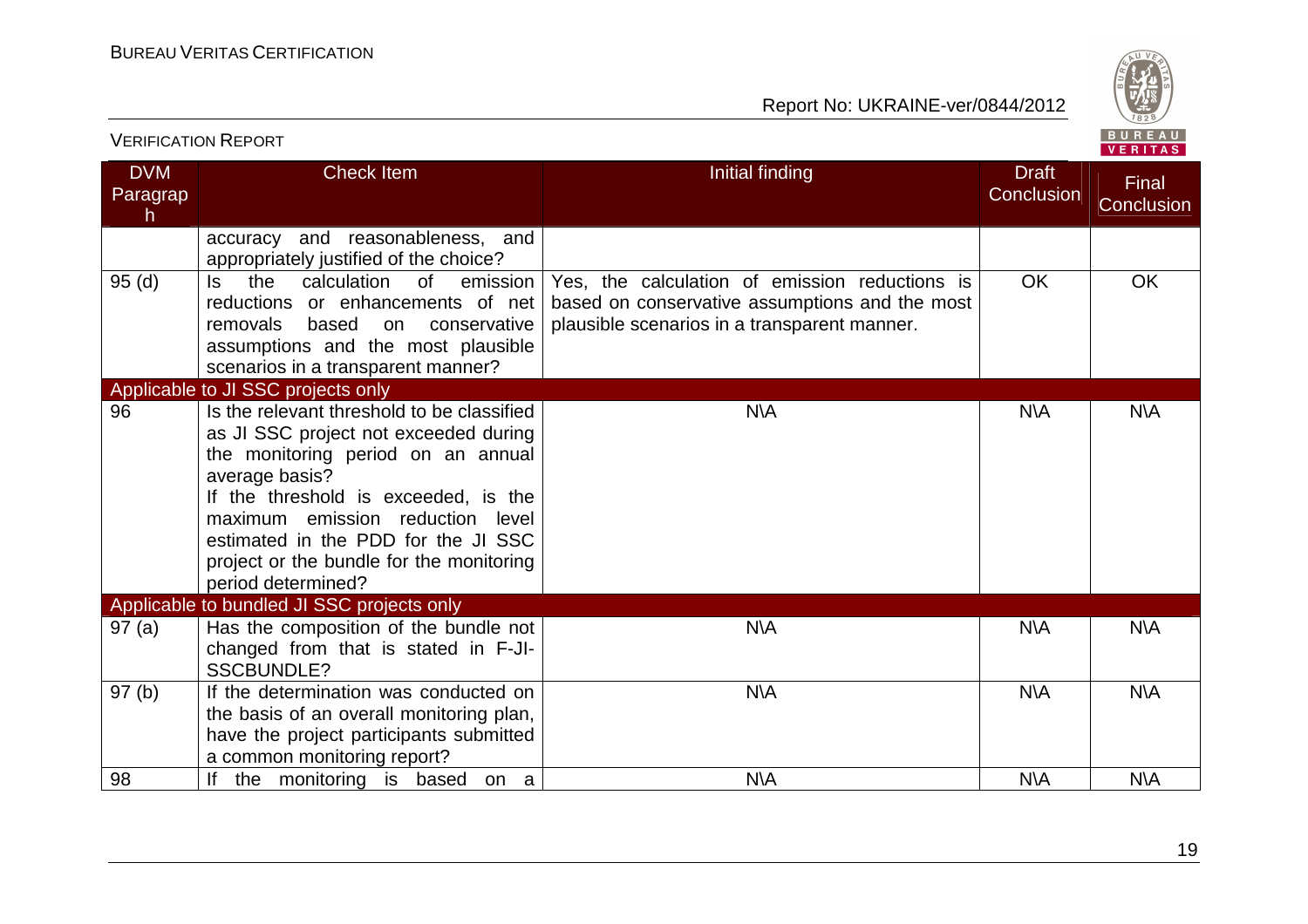| DVM Paragraph | Check Item | Initial finding | Draft Conclusion | Final Conclusion |
|---|---|---|---|---|
| | accuracy and reasonableness, and appropriately justified of the choice? | | | |
| 95 (d) | Is the calculation of emission reductions or enhancements of net removals based on conservative assumptions and the most plausible scenarios in a transparent manner? | Yes, the calculation of emission reductions is based on conservative assumptions and the most plausible scenarios in a transparent manner. | OK | OK |
| Applicable to JI SSC projects only | | | | |
| 96 | Is the relevant threshold to be classified as JI SSC project not exceeded during the monitoring period on an annual average basis? If the threshold is exceeded, is the maximum emission reduction level estimated in the PDD for the JI SSC project or the bundle for the monitoring period determined? | N\A | N\A | N\A |
| Applicable to bundled JI SSC projects only | | | | |
| 97 (a) | Has the composition of the bundle not changed from that is stated in F-JI-SSCBUNDLE? | N\A | N\A | N\A |
| 97 (b) | If the determination was conducted on the basis of an overall monitoring plan, have the project participants submitted a common monitoring report? | N\A | N\A | N\A |
| 98 | If the monitoring is based on a | N\A | N\A | N\A |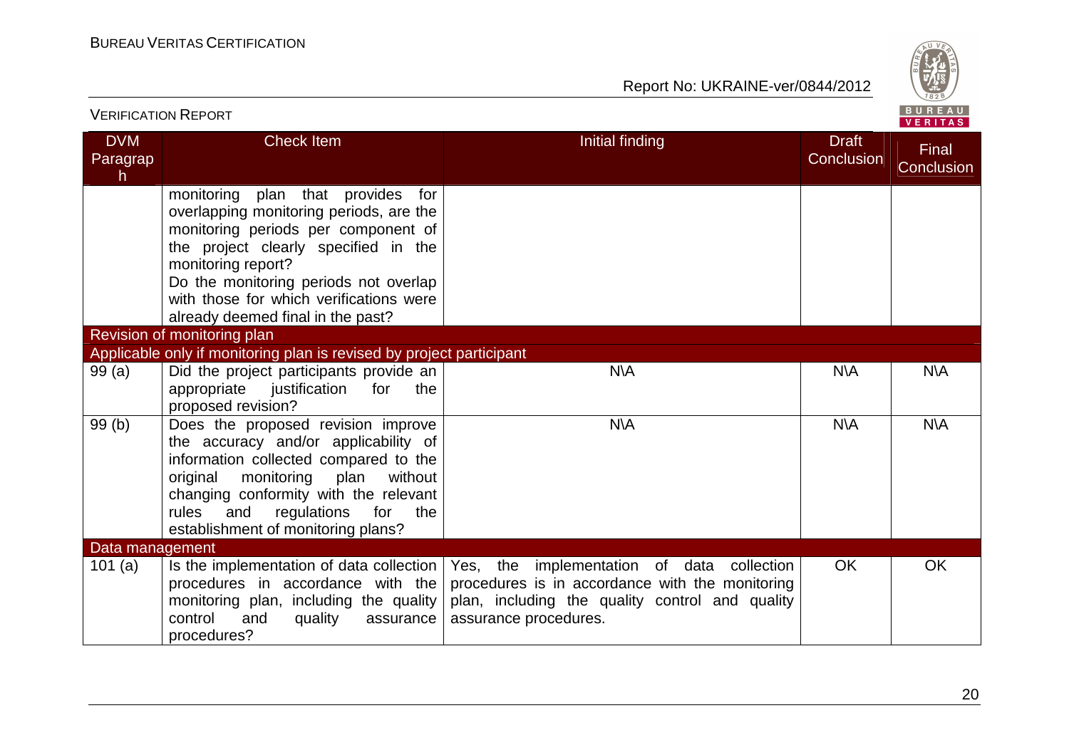| DVM Paragraph | Check Item | Initial finding | Draft Conclusion | Final Conclusion |
|---|---|---|---|---|
| | monitoring plan that provides for overlapping monitoring periods, are the monitoring periods per component of the project clearly specified in the monitoring report? Do the monitoring periods not overlap with those for which verifications were already deemed final in the past? | | | |
| **Revision of monitoring plan** | | | | |
| **Applicable only if monitoring plan is revised by project participant** | | | | |
| 99 (a) | Did the project participants provide an appropriate justification for the proposed revision? | N\A | N\A | N\A |
| 99 (b) | Does the proposed revision improve the accuracy and/or applicability of information collected compared to the original monitoring plan without changing conformity with the relevant rules and regulations for the establishment of monitoring plans? | N\A | N\A | N\A |
| **Data management** | | | | |
| 101 (a) | Is the implementation of data collection procedures in accordance with the monitoring plan, including the quality control and quality assurance procedures? | Yes, the implementation of data collection procedures is in accordance with the monitoring plan, including the quality control and quality assurance procedures. | OK | OK |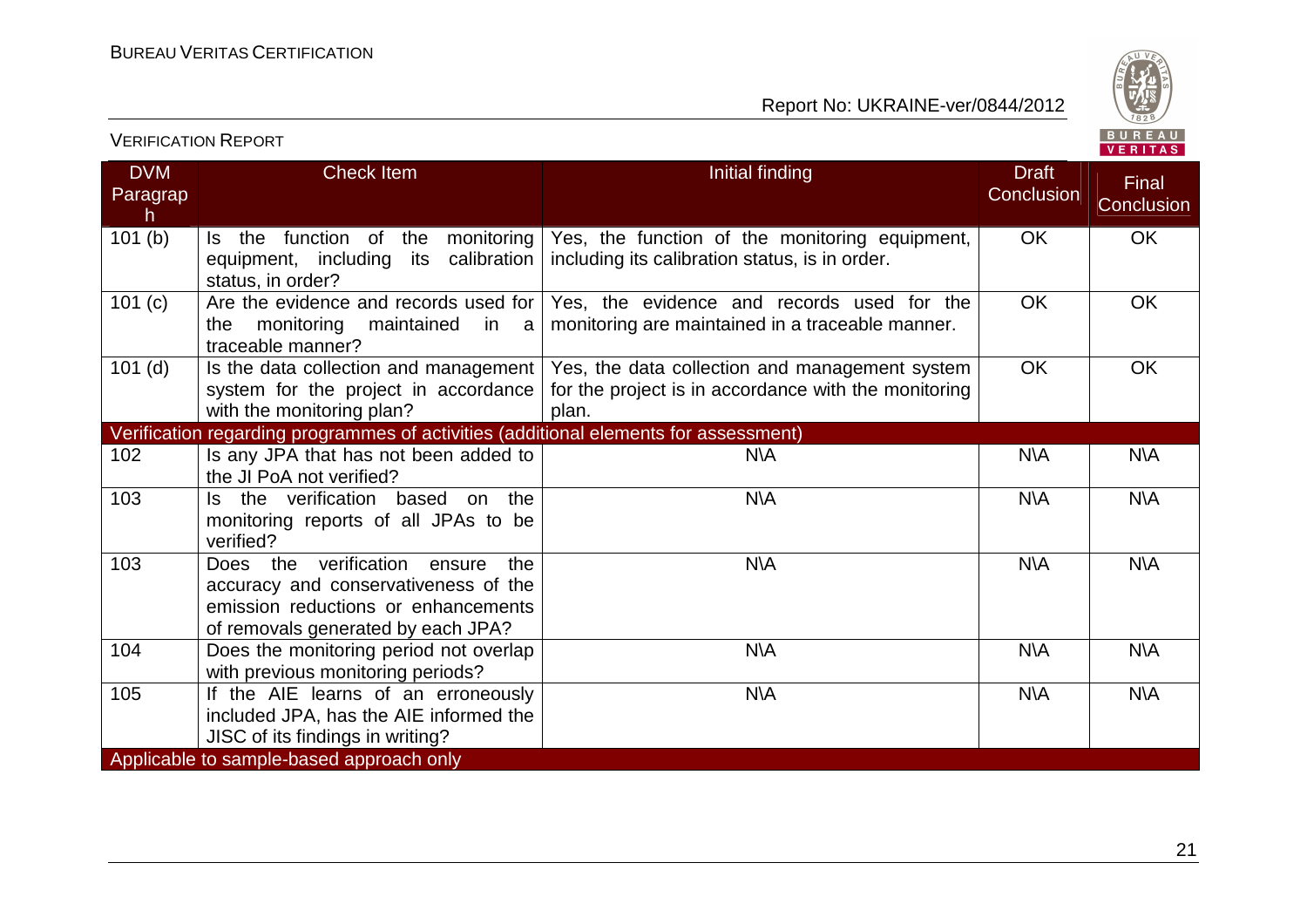| DVM Paragraph | Check Item | Initial finding | Draft Conclusion | Final Conclusion |
|---|---|---|---|---|
| 101 (b) | Is the function of the monitoring equipment, including its calibration status, in order? | Yes, the function of the monitoring equipment, including its calibration status, is in order. | OK | OK |
| 101 (c) | Are the evidence and records used for the monitoring maintained in a traceable manner? | Yes, the evidence and records used for the monitoring are maintained in a traceable manner. | OK | OK |
| 101 (d) | Is the data collection and management system for the project in accordance with the monitoring plan? | Yes, the data collection and management system for the project is in accordance with the monitoring plan. | OK | OK |
| Verification regarding programmes of activities (additional elements for assessment) | | | | |
| 102 | Is any JPA that has not been added to the JI PoA not verified? | N\A | N\A | N\A |
| 103 | Is the verification based on the monitoring reports of all JPAs to be verified? | N\A | N\A | N\A |
| 103 | Does the verification ensure the accuracy and conservativeness of the emission reductions or enhancements of removals generated by each JPA? | N\A | N\A | N\A |
| 104 | Does the monitoring period not overlap with previous monitoring periods? | N\A | N\A | N\A |
| 105 | If the AIE learns of an erroneously included JPA, has the AIE informed the JISC of its findings in writing? | N\A | N\A | N\A |
| Applicable to sample-based approach only | | | | |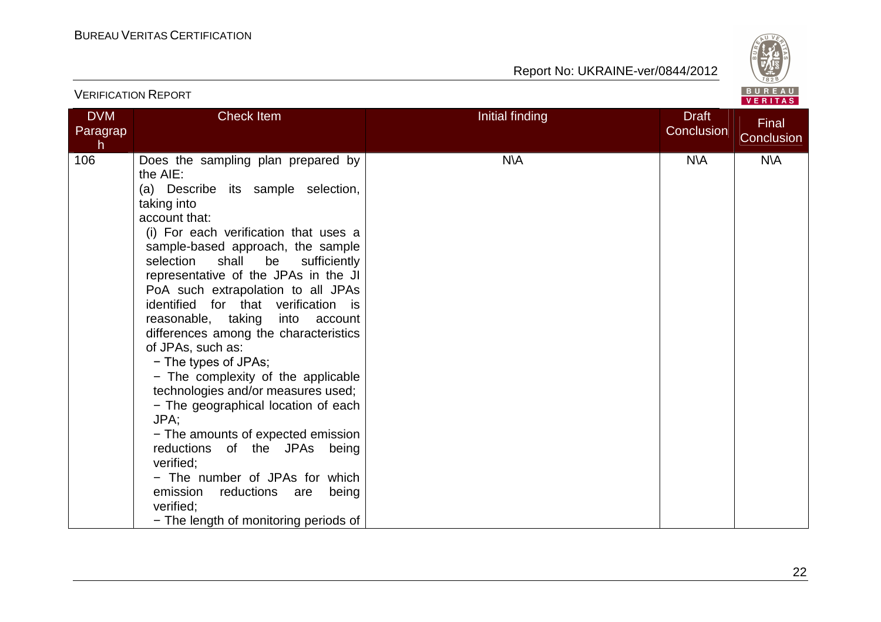| DVM Paragraph | Check Item | Initial finding | Draft Conclusion | Final Conclusion |
|---|---|---|---|---|
| 106 | Does the sampling plan prepared by the AIE:<br>(a) Describe its sample selection, taking into account that:<br>(i) For each verification that uses a sample-based approach, the sample selection shall be sufficiently representative of the JPAs in the JI PoA such extrapolation to all JPAs identified for that verification is reasonable, taking into account differences among the characteristics of JPAs, such as:<br>− The types of JPAs;<br>− The complexity of the applicable technologies and/or measures used;<br>− The geographical location of each JPA;<br>− The amounts of expected emission reductions of the JPAs being verified;<br>− The number of JPAs for which emission reductions are being verified;<br>− The length of monitoring periods of | N\A | N\A | N\A |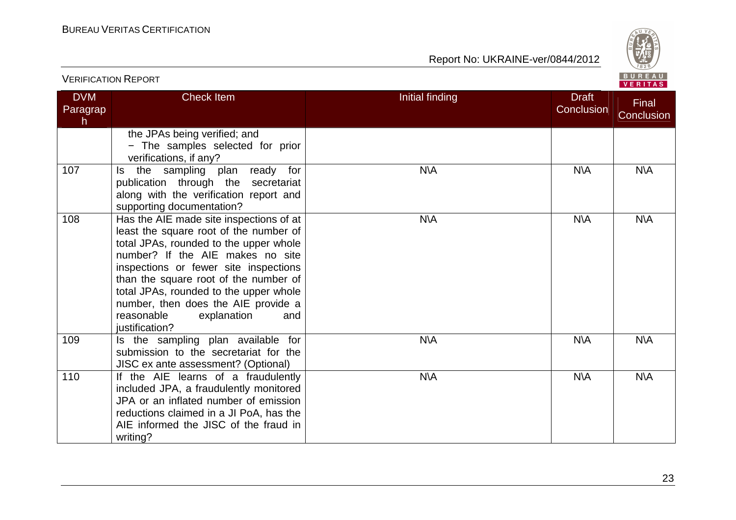| DVM Paragraph | Check Item | Initial finding | Draft Conclusion | Final Conclusion |
|---|---|---|---|---|
| | the JPAs being verified; and<br>− The samples selected for prior verifications, if any? | | | |
| 107 | Is the sampling plan ready for publication through the secretariat along with the verification report and supporting documentation? | N\A | N\A | N\A |
| 108 | Has the AIE made site inspections of at least the square root of the number of total JPAs, rounded to the upper whole number? If the AIE makes no site inspections or fewer site inspections than the square root of the number of total JPAs, rounded to the upper whole number, then does the AIE provide a reasonable explanation and justification? | N\A | N\A | N\A |
| 109 | Is the sampling plan available for submission to the secretariat for the JISC ex ante assessment? (Optional) | N\A | N\A | N\A |
| 110 | If the AIE learns of a fraudulently included JPA, a fraudulently monitored JPA or an inflated number of emission reductions claimed in a JI PoA, has the AIE informed the JISC of the fraud in writing? | N\A | N\A | N\A |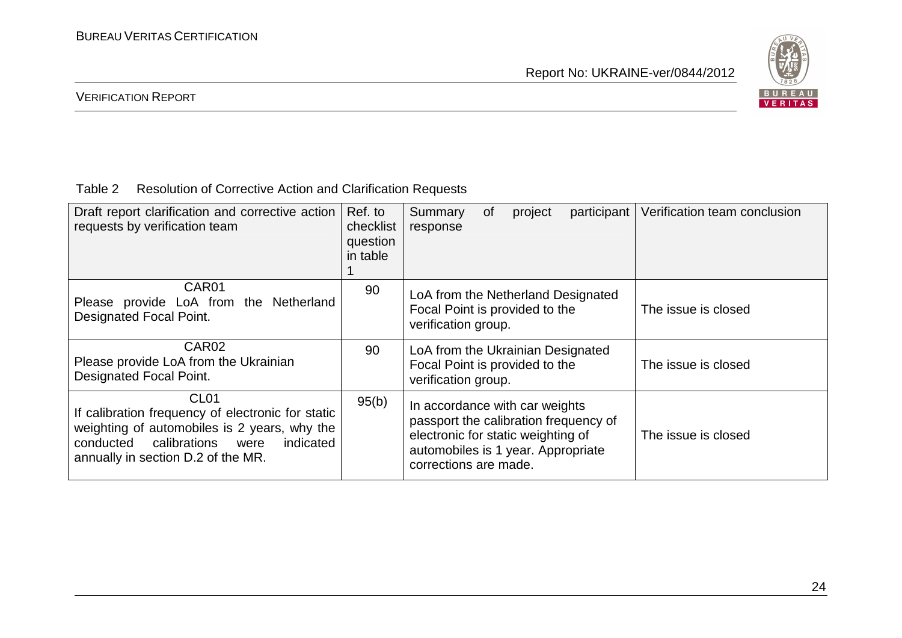Table 2 Resolution of Corrective Action and Clarification Requests

| Draft report clarification and corrective action requests by verification team | Ref. to checklist question in table 1 | Summary of project participant response | Verification team conclusion |
|---|---|---|---|
| CAR01<br>Please provide LoA from the Netherland Designated Focal Point. | 90 | LoA from the Netherland Designated Focal Point is provided to the verification group. | The issue is closed |
| CAR02<br>Please provide LoA from the Ukrainian Designated Focal Point. | 90 | LoA from the Ukrainian Designated Focal Point is provided to the verification group. | The issue is closed |
| CL01<br>If calibration frequency of electronic for static weighting of automobiles is 2 years, why the conducted calibrations were indicated annually in section D.2 of the MR. | 95(b) | In accordance with car weights passport the calibration frequency of electronic for static weighting of automobiles is 1 year. Appropriate corrections are made. | The issue is closed |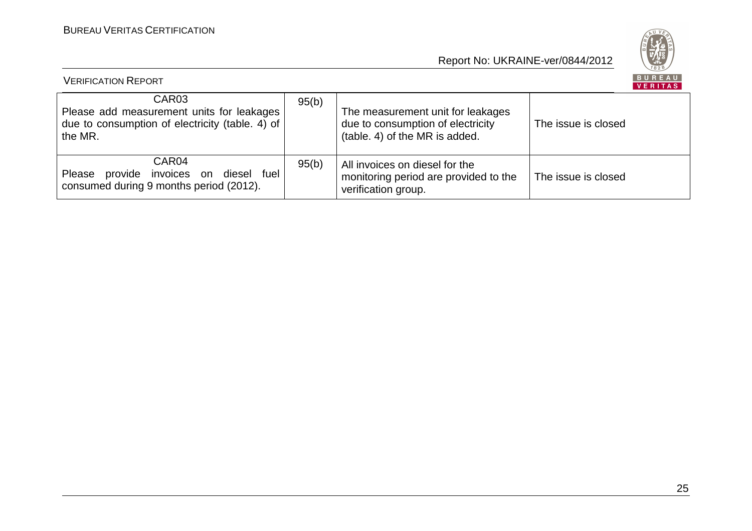| | | | |
|---|---|---|---|
| CAR03<br>Please add measurement units for leakages due to consumption of electricity (table. 4) of the MR. | 95(b) | The measurement unit for leakages due to consumption of electricity (table. 4) of the MR is added. | The issue is closed |
| CAR04<br>Please provide invoices on diesel fuel consumed during 9 months period (2012). | 95(b) | All invoices on diesel for the monitoring period are provided to the verification group. | The issue is closed |